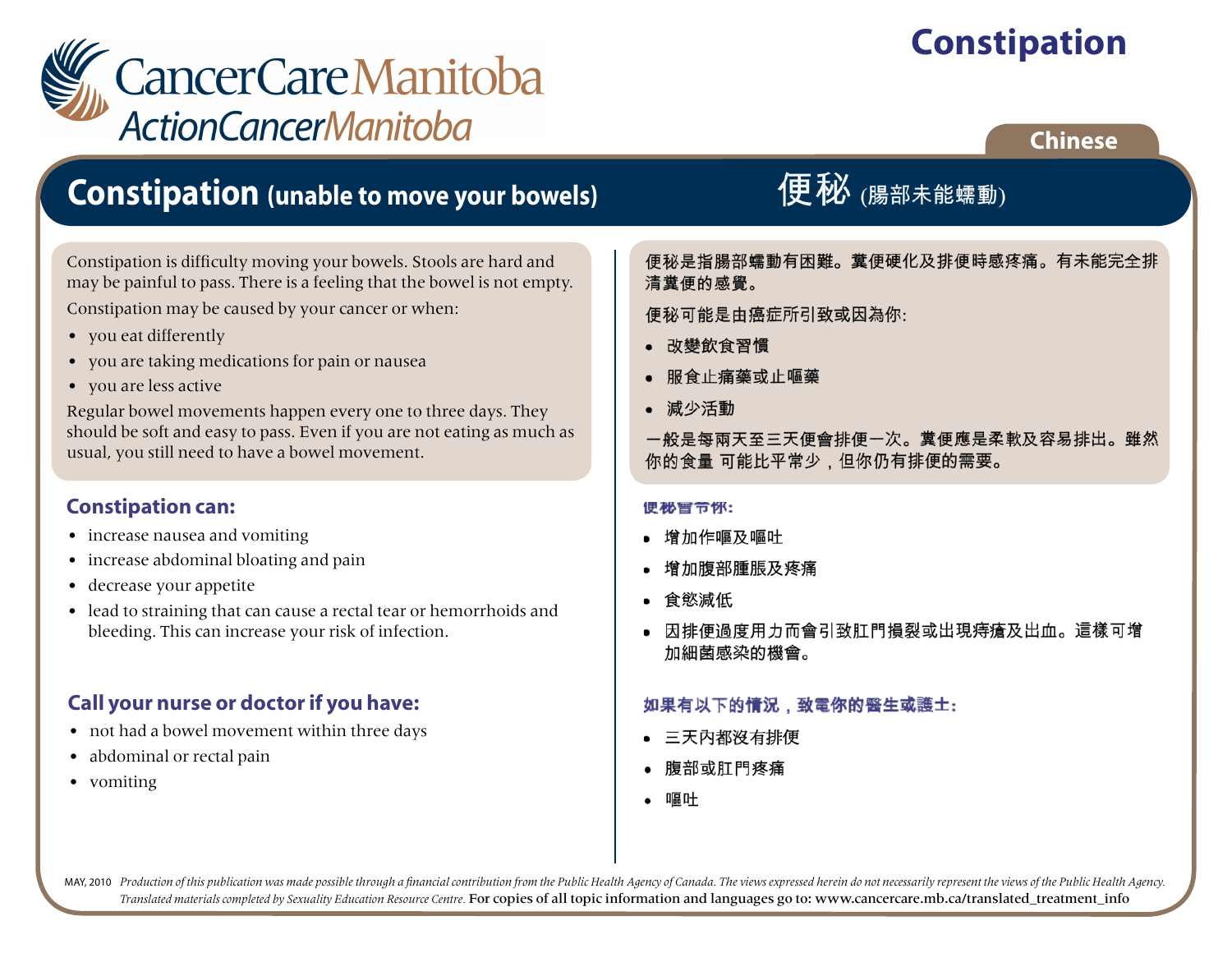CancerCare Manitoba
ActionCancerManitoba

# Constipation

Chinese

## Constipation (unable to move your bowels)

Constipation is difficulty moving your bowels. Stools are hard and may be painful to pass. There is a feeling that the bowel is not empty.

Constipation may be caused by your cancer or when:

- you eat differently
- you are taking medications for pain or nausea
- you are less active

Regular bowel movements happen every one to three days. They should be soft and easy to pass. Even if you are not eating as much as usual, you still need to have a bowel movement.

### Constipation can:

- increase nausea and vomiting
- increase abdominal bloating and pain
- decrease your appetite
- lead to straining that can cause a rectal tear or hemorrhoids and bleeding. This can increase your risk of infection.

### Call your nurse or doctor if you have:

- not had a bowel movement within three days
- abdominal or rectal pain
- vomiting

## 便秘 (腸部未能蠕動)

便秘是指腸部蠕動有困難。糞便硬化及排便時感疼痛。有未能完全排清糞便的感覺。

便秘可能是由癌症所引致或因為你:

- 改變飲食習慣
- 服食止痛藥或止嘔藥
- 減少活動

一般是每兩天至三天便會排便一次。糞便應是柔軟及容易排出。雖然你的食量 可能比平常少，但你仍有排便的需要。

### 便秘會令你:

- 增加作嘔及嘔吐
- 增加腹部腫脹及疼痛
- 食慾減低
- 因排便過度用力而會引致肛門損裂或出現痔瘡及出血。這樣可增加細菌感染的機會。

### 如果有以下的情況，致電你的醫生或護士:

- 三天內都沒有排便
- 腹部或肛門疼痛
- 嘔吐

MAY, 2010 *Production of this publication was made possible through a financial contribution from the Public Health Agency of Canada. The views expressed herein do not necessarily represent the views of the Public Health Agency. Translated materials completed by Sexuality Education Resource Centre.* For copies of all topic information and languages go to: www.cancercare.mb.ca/translated_treatment_info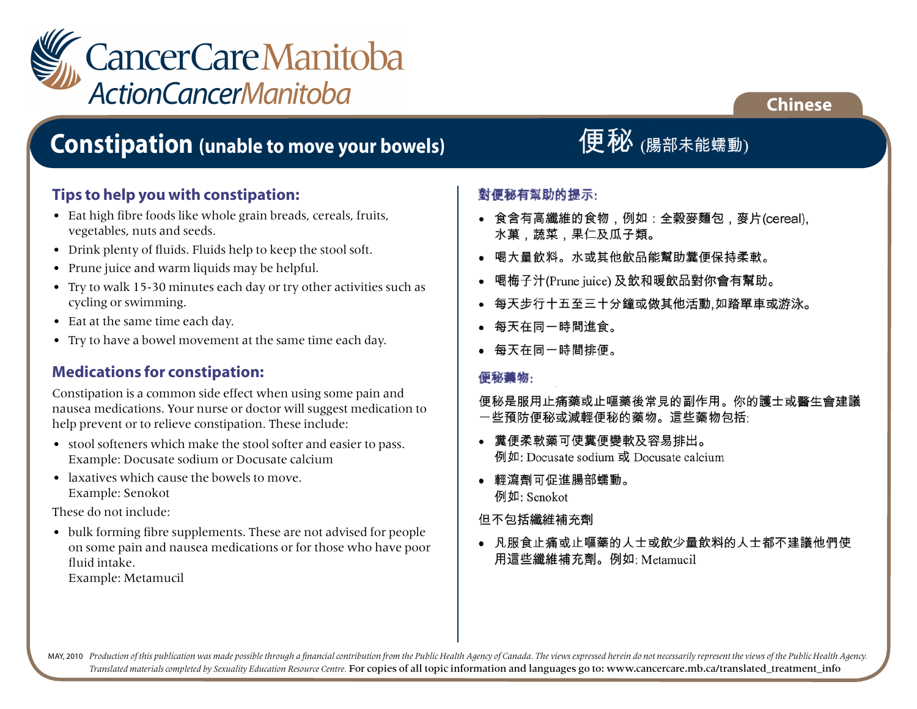CancerCare Manitoba
ActionCancerManitoba

Chinese

# Constipation (unable to move your bowels)

## Tips to help you with constipation:

- Eat high fibre foods like whole grain breads, cereals, fruits, vegetables, nuts and seeds.
- Drink plenty of fluids. Fluids help to keep the stool soft.
- Prune juice and warm liquids may be helpful.
- Try to walk 15-30 minutes each day or try other activities such as cycling or swimming.
- Eat at the same time each day.
- Try to have a bowel movement at the same time each day.

## Medications for constipation:

Constipation is a common side effect when using some pain and nausea medications. Your nurse or doctor will suggest medication to help prevent or to relieve constipation. These include:

- stool softeners which make the stool softer and easier to pass.
  Example: Docusate sodium or Docusate calcium
- laxatives which cause the bowels to move.
  Example: Senokot

These do not include:

- bulk forming fibre supplements. These are not advised for people on some pain and nausea medications or for those who have poor fluid intake.
  Example: Metamucil

# 便秘 (腸部未能蠕動)

## 對便秘有幫助的提示:

- 食含有高纖維的食物，例如：全穀麥麵包，麥片(cereal), 水菓，蔬菜，果仁及瓜子類。
- 喝大量飲料。水或其他飲品能幫助糞便保持柔軟。
- 喝梅子汁(Prune juice) 及飲和暖飲品對你會有幫助。
- 每天步行十五至三十分鐘或做其他活動,如踏單車或游泳。
- 每天在同一時間進食。
- 每天在同一時間排便。

## 便秘藥物:

便秘是服用止痛藥或止嘔藥後常見的副作用。你的護士或醫生會建議一些預防便秘或減輕便秘的藥物。這些藥物包括:

- 糞便柔軟藥可使糞便變軟及容易排出。
  例如: Docusate sodium 或 Docusate calcium
- 輕瀉劑可促進腸部蠕動。
  例如: Senokot

但不包括纖維補充劑

- 凡服食止痛或止嘔藥的人士或飲少量飲料的人士都不建議他們使用這些纖維補充劑。例如: Metamucil

MAY, 2010 *Production of this publication was made possible through a financial contribution from the Public Health Agency of Canada. The views expressed herein do not necessarily represent the views of the Public Health Agency. Translated materials completed by Sexuality Education Resource Centre.* For copies of all topic information and languages go to: www.cancercare.mb.ca/translated_treatment_info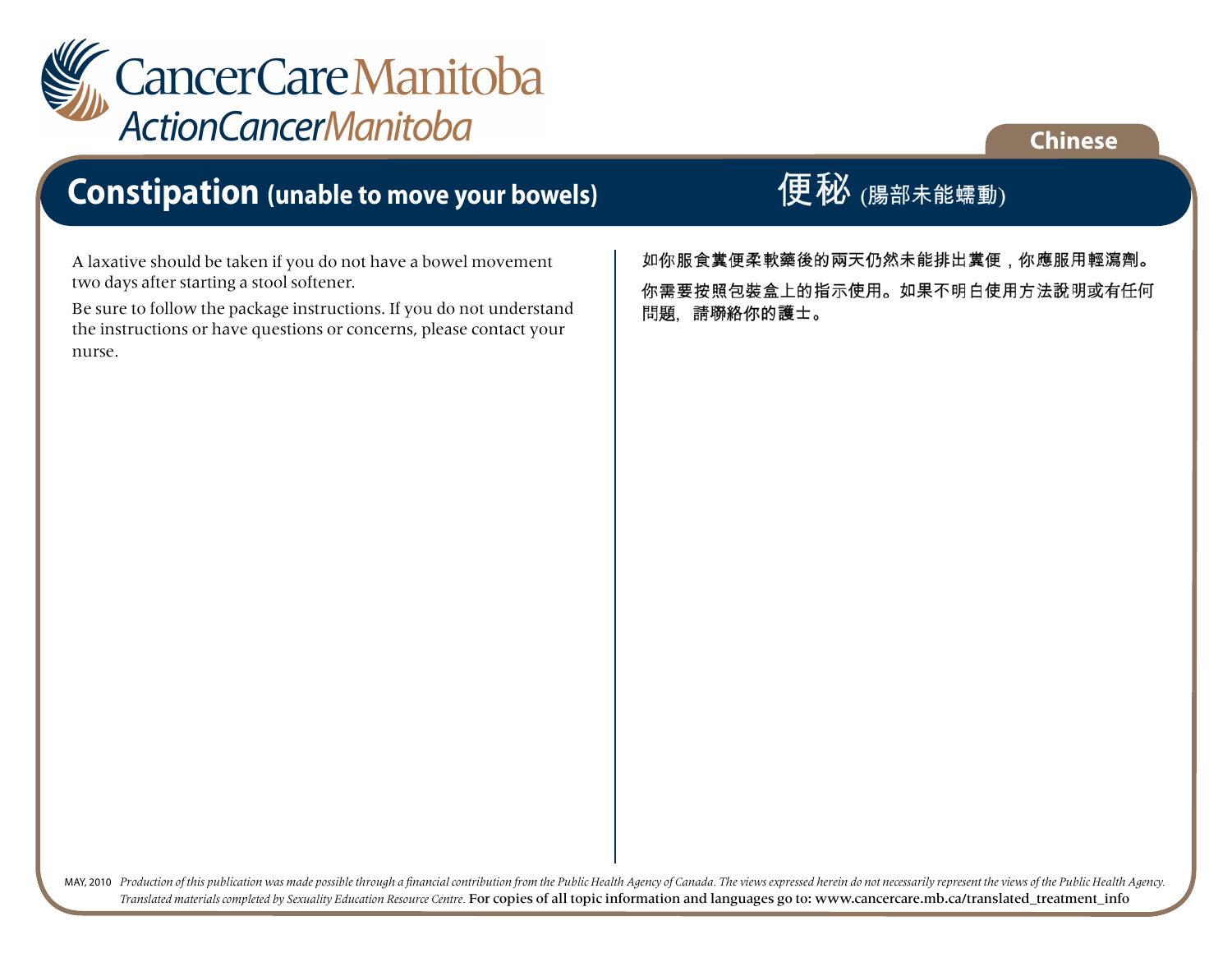# Constipation (unable to move your bowels)

# 便秘 (腸部未能蠕動)

A laxative should be taken if you do not have a bowel movement two days after starting a stool softener.

Be sure to follow the package instructions. If you do not understand the instructions or have questions or concerns, please contact your nurse.

如你服食糞便柔軟藥後的兩天仍然未能排出糞便，你應服用輕瀉劑。

你需要按照包裝盒上的指示使用。如果不明白使用方法說明或有任何問題，請聯絡你的護士。

MAY, 2010 *Production of this publication was made possible through a financial contribution from the Public Health Agency of Canada. The views expressed herein do not necessarily represent the views of the Public Health Agency. Translated materials completed by Sexuality Education Resource Centre.* For copies of all topic information and languages go to: www.cancercare.mb.ca/translated_treatment_info